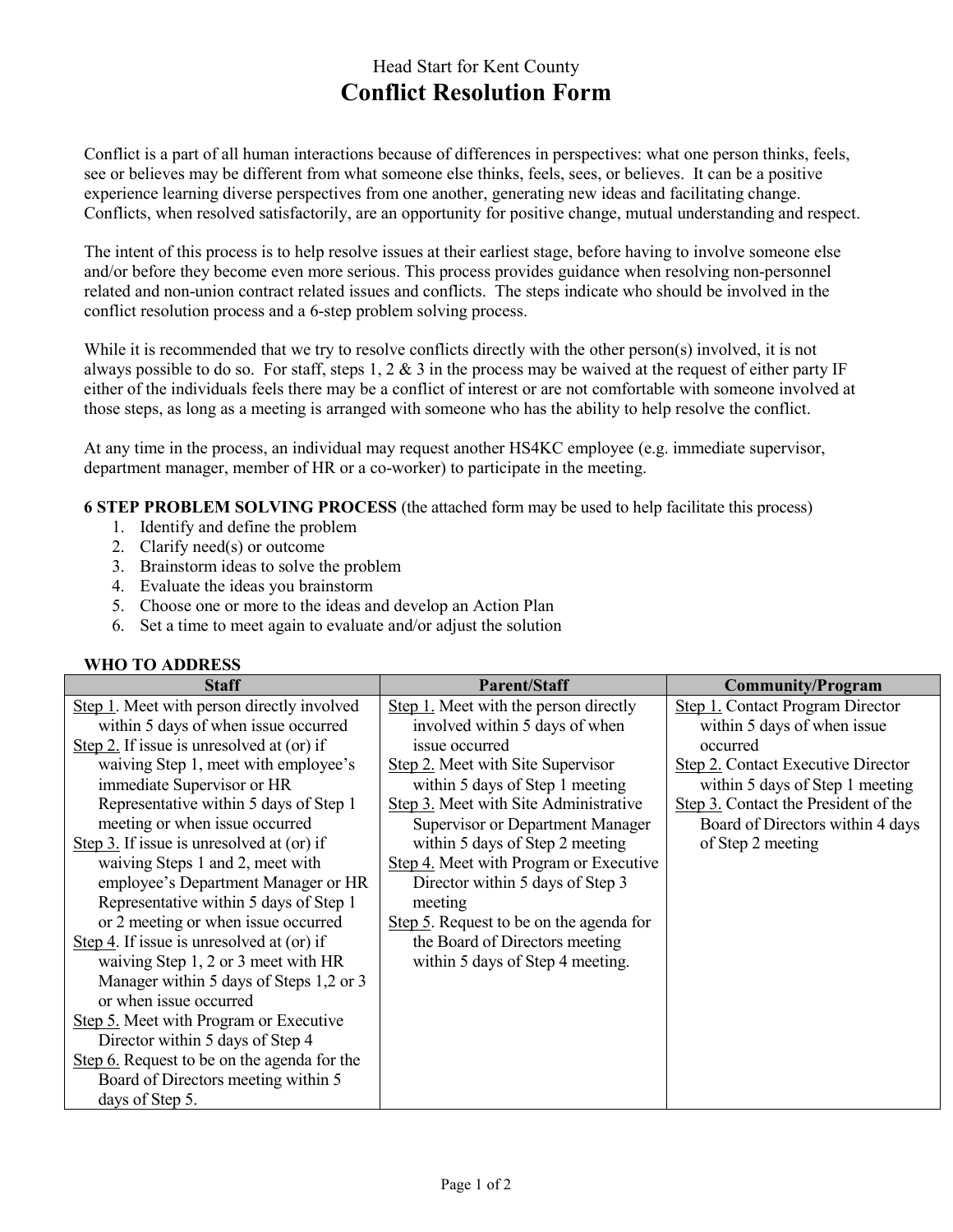Head Start for Kent County

# Conflict Resolution Form

Conflict is a part of all human interactions because of differences in perspectives: what one person thinks, feels, see or believes may be different from what someone else thinks, feels, sees, or believes. It can be a positive experience learning diverse perspectives from one another, generating new ideas and facilitating change. Conflicts, when resolved satisfactorily, are an opportunity for positive change, mutual understanding and respect.

The intent of this process is to help resolve issues at their earliest stage, before having to involve someone else and/or before they become even more serious. This process provides guidance when resolving non-personnel related and non-union contract related issues and conflicts. The steps indicate who should be involved in the conflict resolution process and a 6-step problem solving process.

While it is recommended that we try to resolve conflicts directly with the other person(s) involved, it is not always possible to do so. For staff, steps 1, 2 & 3 in the process may be waived at the request of either party IF either of the individuals feels there may be a conflict of interest or are not comfortable with someone involved at those steps, as long as a meeting is arranged with someone who has the ability to help resolve the conflict.

At any time in the process, an individual may request another HS4KC employee (e.g. immediate supervisor, department manager, member of HR or a co-worker) to participate in the meeting.

**6 STEP PROBLEM SOLVING PROCESS** (the attached form may be used to help facilitate this process)

1. Identify and define the problem
2. Clarify need(s) or outcome
3. Brainstorm ideas to solve the problem
4. Evaluate the ideas you brainstorm
5. Choose one or more to the ideas and develop an Action Plan
6. Set a time to meet again to evaluate and/or adjust the solution

**WHO TO ADDRESS**

| Staff | Parent/Staff | Community/Program |
|---|---|---|
| Step 1. Meet with person directly involved within 5 days of when issue occurred<br>Step 2. If issue is unresolved at (or) if waiving Step 1, meet with employee's immediate Supervisor or HR Representative within 5 days of Step 1 meeting or when issue occurred<br>Step 3. If issue is unresolved at (or) if waiving Steps 1 and 2, meet with employee's Department Manager or HR Representative within 5 days of Step 1 or 2 meeting or when issue occurred<br>Step 4. If issue is unresolved at (or) if waiving Step 1, 2 or 3 meet with HR Manager within 5 days of Steps 1,2 or 3 or when issue occurred<br>Step 5. Meet with Program or Executive Director within 5 days of Step 4<br>Step 6. Request to be on the agenda for the Board of Directors meeting within 5 days of Step 5. | Step 1. Meet with the person directly involved within 5 days of when issue occurred<br>Step 2. Meet with Site Supervisor within 5 days of Step 1 meeting<br>Step 3. Meet with Site Administrative Supervisor or Department Manager within 5 days of Step 2 meeting<br>Step 4. Meet with Program or Executive Director within 5 days of Step 3 meeting<br>Step 5. Request to be on the agenda for the Board of Directors meeting within 5 days of Step 4 meeting. | Step 1. Contact Program Director within 5 days of when issue occurred<br>Step 2. Contact Executive Director within 5 days of Step 1 meeting<br>Step 3. Contact the President of the Board of Directors within 4 days of Step 2 meeting |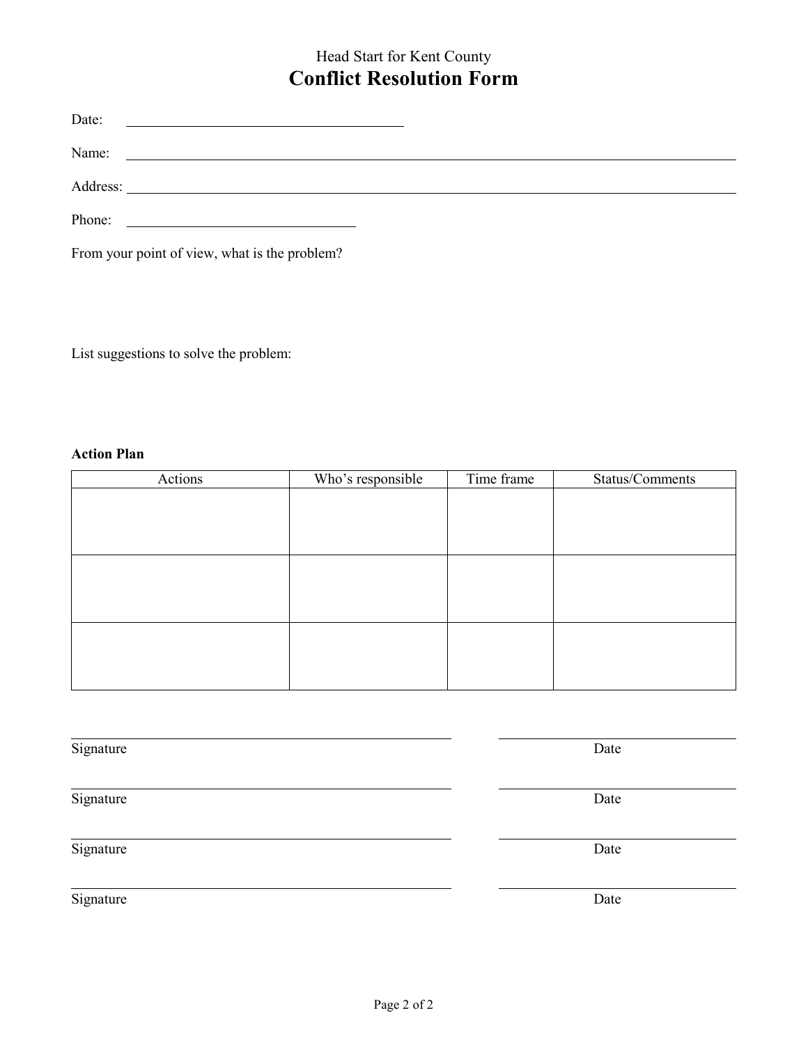Head Start for Kent County

# Conflict Resolution Form

Date: ______________________________

Name: ______________________________

Address: ______________________________

Phone: ______________________________

From your point of view, what is the problem?

List suggestions to solve the problem:

**Action Plan**

| Actions | Who's responsible | Time frame | Status/Comments |
| --- | --- | --- | --- |
| | | | |
| | | | |
| | | | |

______________________________ ______________________________
Signature Date

______________________________ ______________________________
Signature Date

______________________________ ______________________________
Signature Date

______________________________ ______________________________
Signature Date